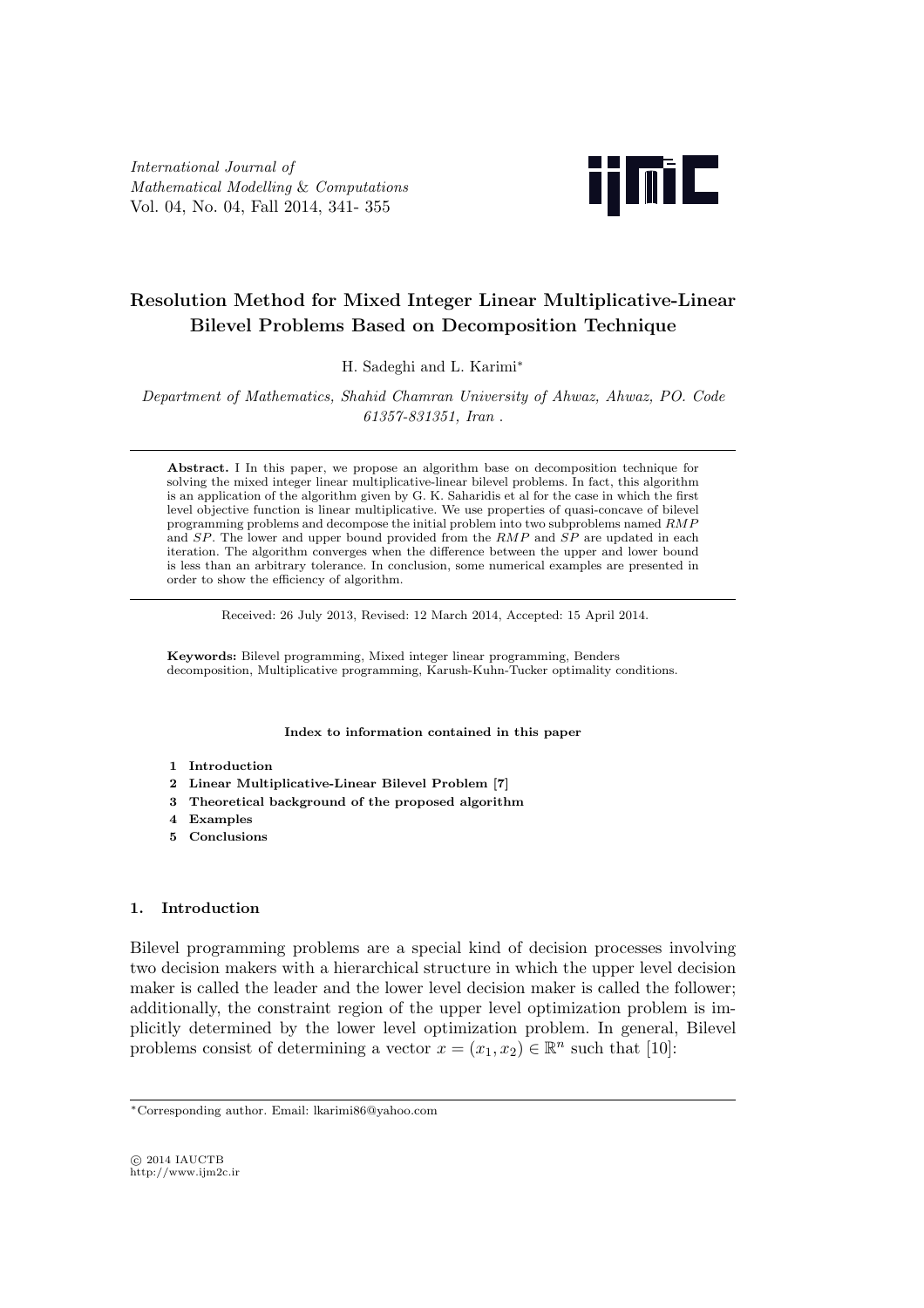*International Journal of*
*Mathematical Modelling & Computations*
Vol. 04, No. 04, Fall 2014, 341- 355

# Resolution Method for Mixed Integer Linear Multiplicative-Linear Bilevel Problems Based on Decomposition Technique

H. Sadeghi and L. Karimi*

*Department of Mathematics, Shahid Chamran University of Ahwaz, Ahwaz, PO. Code 61357-831351, Iran .*

---

**Abstract.** I In this paper, we propose an algorithm base on decomposition technique for solving the mixed integer linear multiplicative-linear bilevel problems. In fact, this algorithm is an application of the algorithm given by G. K. Saharidis et al for the case in which the first level objective function is linear multiplicative. We use properties of quasi-concave of bilevel programming problems and decompose the initial problem into two subproblems named $RMP$ and $SP$. The lower and upper bound provided from the $RMP$ and $SP$ are updated in each iteration. The algorithm converges when the difference between the upper and lower bound is less than an arbitrary tolerance. In conclusion, some numerical examples are presented in order to show the efficiency of algorithm.

---

Received: 26 July 2013, Revised: 12 March 2014, Accepted: 15 April 2014.

**Keywords:** Bilevel programming, Mixed integer linear programming, Benders decomposition, Multiplicative programming, Karush-Kuhn-Tucker optimality conditions.

**Index to information contained in this paper**

1. **Introduction**
2. **Linear Multiplicative-Linear Bilevel Problem [7]**
3. **Theoretical background of the proposed algorithm**
4. **Examples**
5. **Conclusions**

## 1. Introduction

Bilevel programming problems are a special kind of decision processes involving two decision makers with a hierarchical structure in which the upper level decision maker is called the leader and the lower level decision maker is called the follower; additionally, the constraint region of the upper level optimization problem is implicitly determined by the lower level optimization problem. In general, Bilevel problems consist of determining a vector $x = (x_1, x_2) \in \mathbb{R}^n$ such that [10]:

*Corresponding author. Email: lkarimi86@yahoo.com

© 2014 IAUCTB
http://www.ijm2c.ir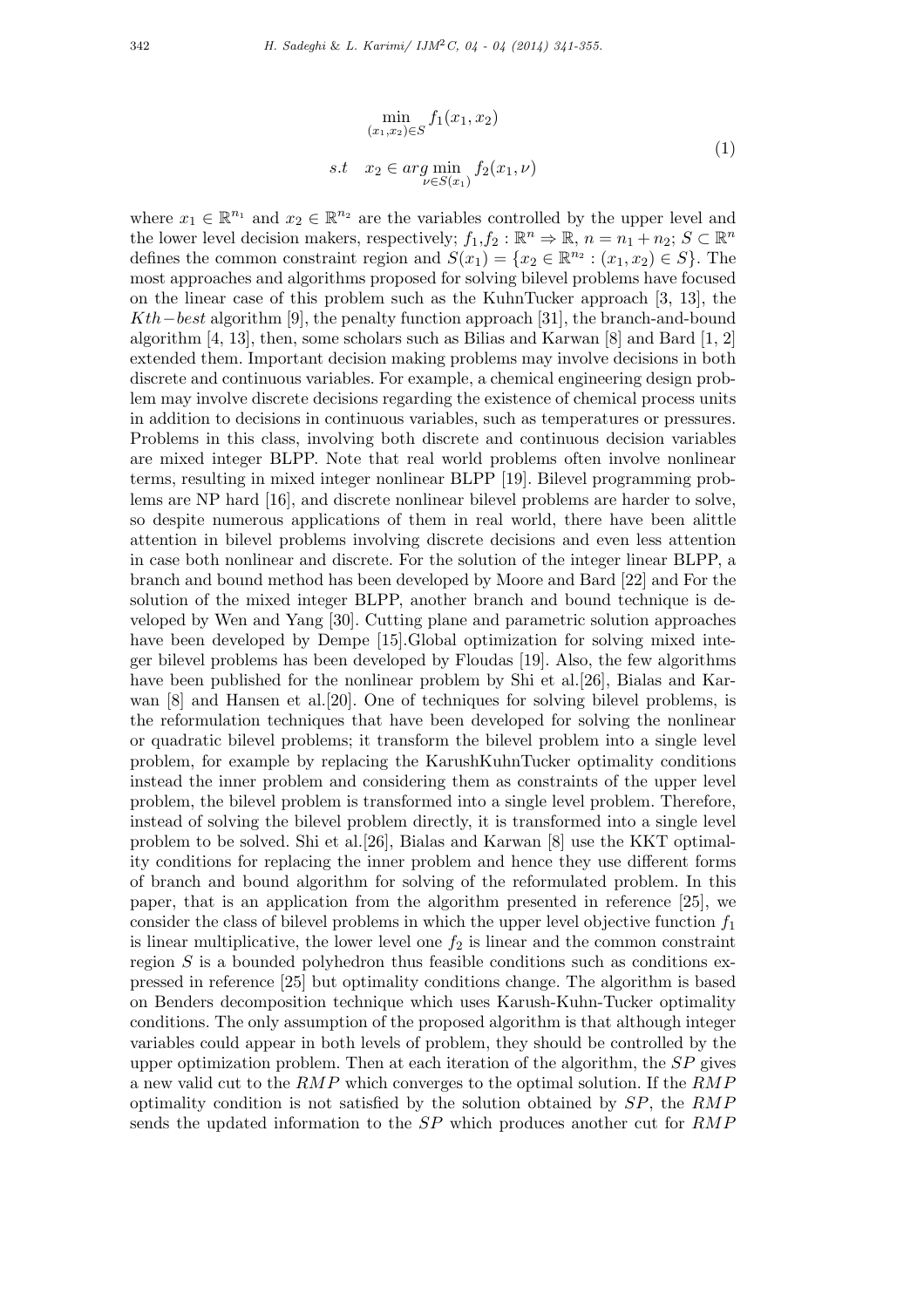$$
\begin{aligned}
&\min_{(x_1,x_2)\in S} f_1(x_1,x_2) \\
&s.t \quad x_2 \in arg\min_{\nu\in S(x_1)} f_2(x_1,\nu)
\end{aligned}
\tag{1}
$$

where $x_1 \in \mathbb{R}^{n_1}$ and $x_2 \in \mathbb{R}^{n_2}$ are the variables controlled by the upper level and the lower level decision makers, respectively; $f_1, f_2 : \mathbb{R}^n \Rightarrow \mathbb{R}$, $n = n_1 + n_2$; $S \subset \mathbb{R}^n$ defines the common constraint region and $S(x_1) = \{x_2 \in \mathbb{R}^{n_2} : (x_1, x_2) \in S\}$. The most approaches and algorithms proposed for solving bilevel problems have focused on the linear case of this problem such as the KuhnTucker approach [3, 13], the $Kth-best$ algorithm [9], the penalty function approach [31], the branch-and-bound algorithm [4, 13], then, some scholars such as Bilias and Karwan [8] and Bard [1, 2] extended them. Important decision making problems may involve decisions in both discrete and continuous variables. For example, a chemical engineering design problem may involve discrete decisions regarding the existence of chemical process units in addition to decisions in continuous variables, such as temperatures or pressures. Problems in this class, involving both discrete and continuous decision variables are mixed integer BLPP. Note that real world problems often involve nonlinear terms, resulting in mixed integer nonlinear BLPP [19]. Bilevel programming problems are NP hard [16], and discrete nonlinear bilevel problems are harder to solve, so despite numerous applications of them in real world, there have been alittle attention in bilevel problems involving discrete decisions and even less attention in case both nonlinear and discrete. For the solution of the integer linear BLPP, a branch and bound method has been developed by Moore and Bard [22] and For the solution of the mixed integer BLPP, another branch and bound technique is developed by Wen and Yang [30]. Cutting plane and parametric solution approaches have been developed by Dempe [15].Global optimization for solving mixed integer bilevel problems has been developed by Floudas [19]. Also, the few algorithms have been published for the nonlinear problem by Shi et al.[26], Bialas and Karwan [8] and Hansen et al.[20]. One of techniques for solving bilevel problems, is the reformulation techniques that have been developed for solving the nonlinear or quadratic bilevel problems; it transform the bilevel problem into a single level problem, for example by replacing the KarushKuhnTucker optimality conditions instead the inner problem and considering them as constraints of the upper level problem, the bilevel problem is transformed into a single level problem. Therefore, instead of solving the bilevel problem directly, it is transformed into a single level problem to be solved. Shi et al.[26], Bialas and Karwan [8] use the KKT optimality conditions for replacing the inner problem and hence they use different forms of branch and bound algorithm for solving of the reformulated problem. In this paper, that is an application from the algorithm presented in reference [25], we consider the class of bilevel problems in which the upper level objective function $f_1$ is linear multiplicative, the lower level one $f_2$ is linear and the common constraint region $S$ is a bounded polyhedron thus feasible conditions such as conditions expressed in reference [25] but optimality conditions change. The algorithm is based on Benders decomposition technique which uses Karush-Kuhn-Tucker optimality conditions. The only assumption of the proposed algorithm is that although integer variables could appear in both levels of problem, they should be controlled by the upper optimization problem. Then at each iteration of the algorithm, the $SP$ gives a new valid cut to the $RMP$ which converges to the optimal solution. If the $RMP$ optimality condition is not satisfied by the solution obtained by $SP$, the $RMP$ sends the updated information to the $SP$ which produces another cut for $RMP$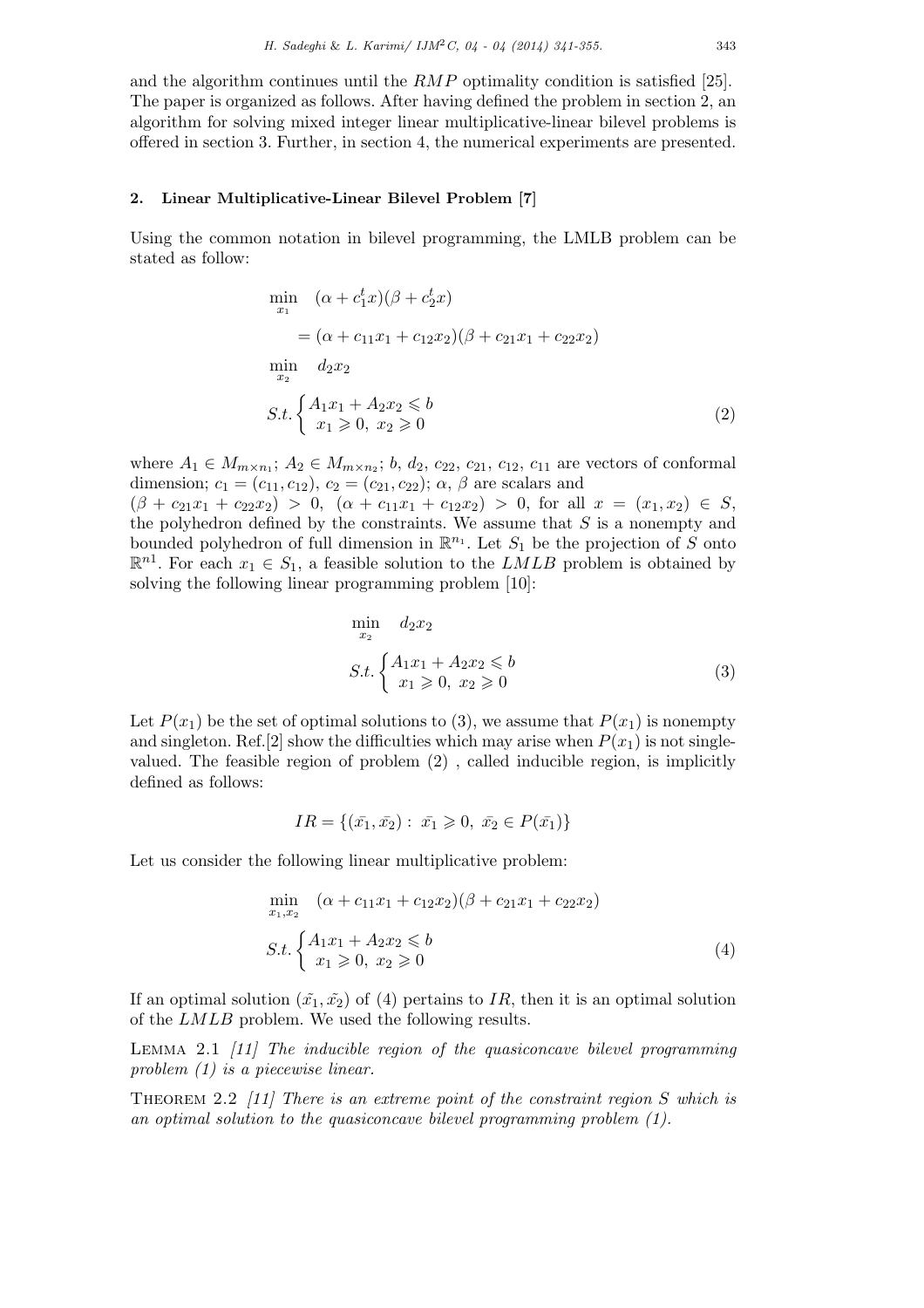and the algorithm continues until the $RMP$ optimality condition is satisfied [25]. The paper is organized as follows. After having defined the problem in section 2, an algorithm for solving mixed integer linear multiplicative-linear bilevel problems is offered in section 3. Further, in section 4, the numerical experiments are presented.

## 2. Linear Multiplicative-Linear Bilevel Problem [7]

Using the common notation in bilevel programming, the LMLB problem can be stated as follow:

$$\begin{aligned}
&\min_{x_1} \quad (\alpha + c_1^t x)(\beta + c_2^t x) \\
&\qquad = (\alpha + c_{11}x_1 + c_{12}x_2)(\beta + c_{21}x_1 + c_{22}x_2) \\
&\min_{x_2} \quad d_2 x_2 \\
&S.t. \begin{cases} A_1 x_1 + A_2 x_2 \leqslant b \\ x_1 \geqslant 0,\ x_2 \geqslant 0 \end{cases}
\end{aligned} \tag{2}$$

where $A_1 \in M_{m\times n_1}$; $A_2 \in M_{m\times n_2}$; $b$, $d_2$, $c_{22}$, $c_{21}$, $c_{12}$, $c_{11}$ are vectors of conformal dimension; $c_1 = (c_{11}, c_{12})$, $c_2 = (c_{21}, c_{22})$; $\alpha$, $\beta$ are scalars and $(\beta + c_{21}x_1 + c_{22}x_2) > 0$, $(\alpha + c_{11}x_1 + c_{12}x_2) > 0$, for all $x = (x_1, x_2) \in S$, the polyhedron defined by the constraints. We assume that $S$ is a nonempty and bounded polyhedron of full dimension in $\mathbb{R}^{n_1}$. Let $S_1$ be the projection of $S$ onto $\mathbb{R}^{n1}$. For each $x_1 \in S_1$, a feasible solution to the $LMLB$ problem is obtained by solving the following linear programming problem [10]:

$$\begin{aligned}
&\min_{x_2} \quad d_2 x_2 \\
&S.t. \begin{cases} A_1 x_1 + A_2 x_2 \leqslant b \\ x_1 \geqslant 0,\ x_2 \geqslant 0 \end{cases}
\end{aligned} \tag{3}$$

Let $P(x_1)$ be the set of optimal solutions to (3), we assume that $P(x_1)$ is nonempty and singleton. Ref.[2] show the difficulties which may arise when $P(x_1)$ is not single-valued. The feasible region of problem (2) , called inducible region, is implicitly defined as follows:

$$IR = \{(\bar{x_1}, \bar{x_2}) : \ \bar{x_1} \geqslant 0,\ \bar{x_2} \in P(\bar{x_1})\}$$

Let us consider the following linear multiplicative problem:

$$\begin{aligned}
&\min_{x_1, x_2} \quad (\alpha + c_{11}x_1 + c_{12}x_2)(\beta + c_{21}x_1 + c_{22}x_2) \\
&S.t. \begin{cases} A_1 x_1 + A_2 x_2 \leqslant b \\ x_1 \geqslant 0,\ x_2 \geqslant 0 \end{cases}
\end{aligned} \tag{4}$$

If an optimal solution $(\tilde{x_1}, \tilde{x_2})$ of (4) pertains to $IR$, then it is an optimal solution of the $LMLB$ problem. We used the following results.

Lemma 2.1 *[11] The inducible region of the quasiconcave bilevel programming problem (1) is a piecewise linear.*

Theorem 2.2 *[11] There is an extreme point of the constraint region $S$ which is an optimal solution to the quasiconcave bilevel programming problem (1).*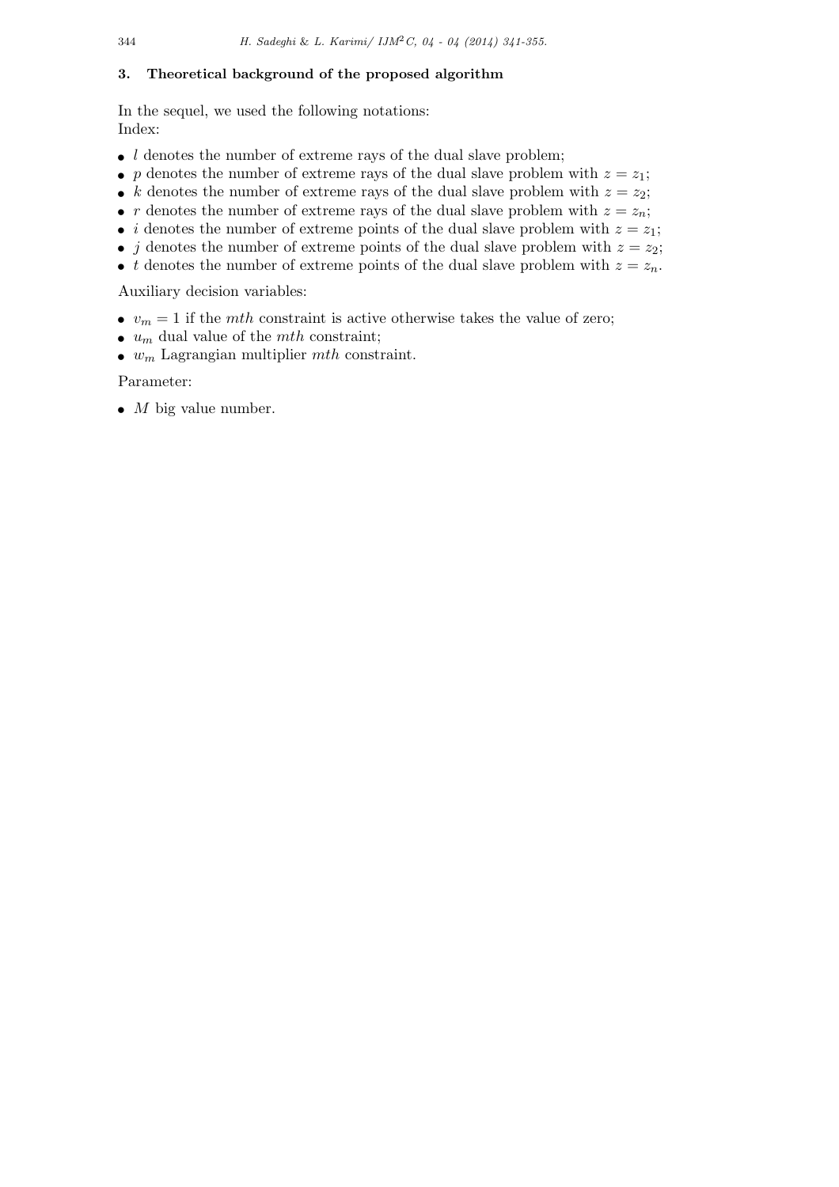## 3. Theoretical background of the proposed algorithm

In the sequel, we used the following notations:
Index:

- $l$ denotes the number of extreme rays of the dual slave problem;
- $p$ denotes the number of extreme rays of the dual slave problem with $z = z_1$;
- $k$ denotes the number of extreme rays of the dual slave problem with $z = z_2$;
- $r$ denotes the number of extreme rays of the dual slave problem with $z = z_n$;
- $i$ denotes the number of extreme points of the dual slave problem with $z = z_1$;
- $j$ denotes the number of extreme points of the dual slave problem with $z = z_2$;
- $t$ denotes the number of extreme points of the dual slave problem with $z = z_n$.

Auxiliary decision variables:

- $v_m = 1$ if the $mth$ constraint is active otherwise takes the value of zero;
- $u_m$ dual value of the $mth$ constraint;
- $w_m$ Lagrangian multiplier $mth$ constraint.

Parameter:

- $M$ big value number.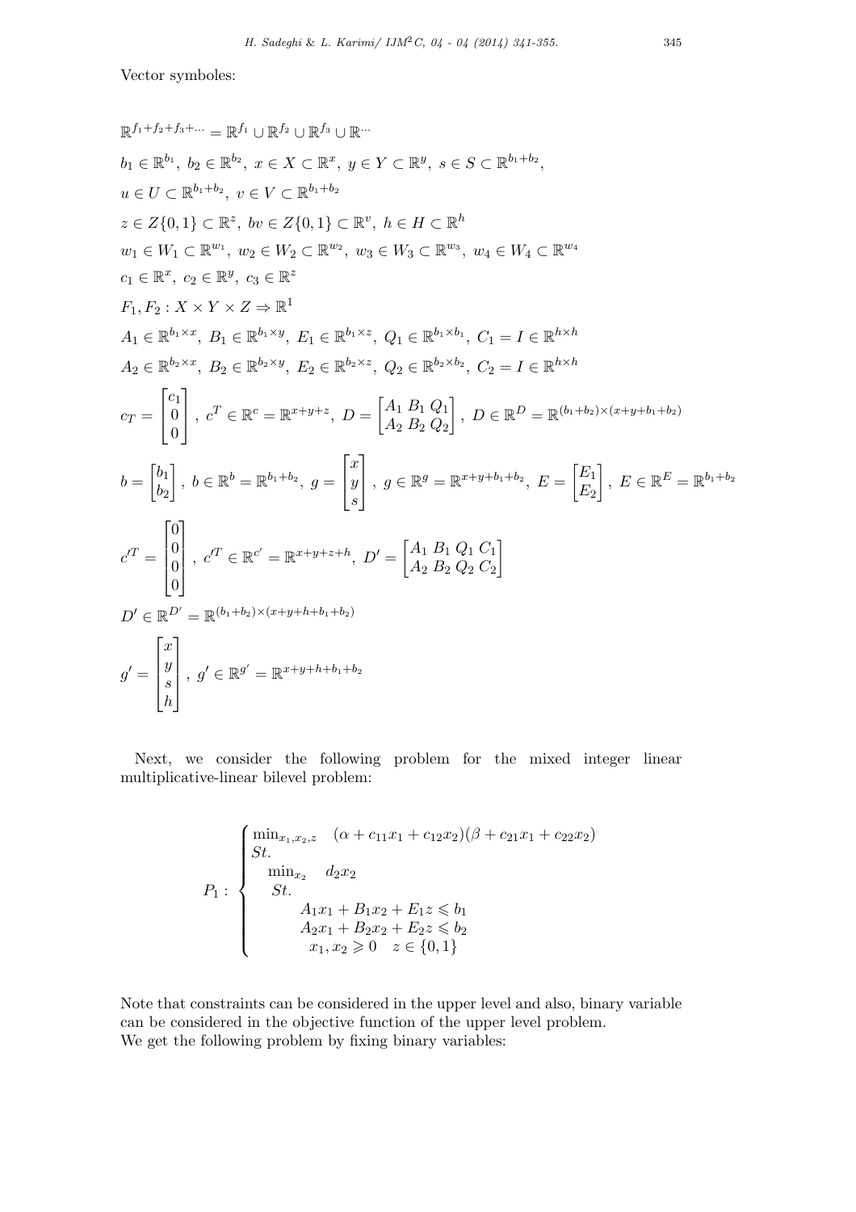Vector symboles:

$$\mathbb{R}^{f_1+f_2+f_3+\cdots} = \mathbb{R}^{f_1} \cup \mathbb{R}^{f_2} \cup \mathbb{R}^{f_3} \cup \mathbb{R}^{\cdots}$$

$$b_1 \in \mathbb{R}^{b_1},\ b_2 \in \mathbb{R}^{b_2},\ x \in X \subset \mathbb{R}^{x},\ y \in Y \subset \mathbb{R}^{y},\ s \in S \subset \mathbb{R}^{b_1+b_2},$$

$$u \in U \subset \mathbb{R}^{b_1+b_2},\ v \in V \subset \mathbb{R}^{b_1+b_2}$$

$$z \in Z\{0,1\} \subset \mathbb{R}^{z},\ bv \in Z\{0,1\} \subset \mathbb{R}^{v},\ h \in H \subset \mathbb{R}^{h}$$

$$w_1 \in W_1 \subset \mathbb{R}^{w_1},\ w_2 \in W_2 \subset \mathbb{R}^{w_2},\ w_3 \in W_3 \subset \mathbb{R}^{w_3},\ w_4 \in W_4 \subset \mathbb{R}^{w_4}$$

$$c_1 \in \mathbb{R}^{x},\ c_2 \in \mathbb{R}^{y},\ c_3 \in \mathbb{R}^{z}$$

$$F_1, F_2 : X \times Y \times Z \Rightarrow \mathbb{R}^{1}$$

$$A_1 \in \mathbb{R}^{b_1 \times x},\ B_1 \in \mathbb{R}^{b_1 \times y},\ E_1 \in \mathbb{R}^{b_1 \times z},\ Q_1 \in \mathbb{R}^{b_1 \times b_1},\ C_1 = I \in \mathbb{R}^{h \times h}$$

$$A_2 \in \mathbb{R}^{b_2 \times x},\ B_2 \in \mathbb{R}^{b_2 \times y},\ E_2 \in \mathbb{R}^{b_2 \times z},\ Q_2 \in \mathbb{R}^{b_2 \times b_2},\ C_2 = I \in \mathbb{R}^{h \times h}$$

$$c_T = \begin{bmatrix} c_1 \\ 0 \\ 0 \end{bmatrix},\ c^T \in \mathbb{R}^{c} = \mathbb{R}^{x+y+z},\ D = \begin{bmatrix} A_1\ B_1\ Q_1 \\ A_2\ B_2\ Q_2 \end{bmatrix},\ D \in \mathbb{R}^{D} = \mathbb{R}^{(b_1+b_2)\times(x+y+b_1+b_2)}$$

$$b = \begin{bmatrix} b_1 \\ b_2 \end{bmatrix},\ b \in \mathbb{R}^{b} = \mathbb{R}^{b_1+b_2},\ g = \begin{bmatrix} x \\ y \\ s \end{bmatrix},\ g \in \mathbb{R}^{g} = \mathbb{R}^{x+y+b_1+b_2},\ E = \begin{bmatrix} E_1 \\ E_2 \end{bmatrix},\ E \in \mathbb{R}^{E} = \mathbb{R}^{b_1+b_2}$$

$$c'^T = \begin{bmatrix} 0 \\ 0 \\ 0 \\ 0 \end{bmatrix},\ c'^T \in \mathbb{R}^{c'} = \mathbb{R}^{x+y+z+h},\ D' = \begin{bmatrix} A_1\ B_1\ Q_1\ C_1 \\ A_2\ B_2\ Q_2\ C_2 \end{bmatrix}$$

$$D' \in \mathbb{R}^{D'} = \mathbb{R}^{(b_1+b_2)\times(x+y+h+b_1+b_2)}$$

$$g' = \begin{bmatrix} x \\ y \\ s \\ h \end{bmatrix},\ g' \in \mathbb{R}^{g'} = \mathbb{R}^{x+y+h+b_1+b_2}$$

Next, we consider the following problem for the mixed integer linear multiplicative-linear bilevel problem:

$$P_1 : \begin{cases} \min_{x_1,x_2,z} \quad (\alpha + c_{11}x_1 + c_{12}x_2)(\beta + c_{21}x_1 + c_{22}x_2) \\ St. \\ \quad \min_{x_2} \quad d_2 x_2 \\ \quad St. \\ \qquad A_1x_1 + B_1x_2 + E_1z \leqslant b_1 \\ \qquad A_2x_1 + B_2x_2 + E_2z \leqslant b_2 \\ \qquad x_1, x_2 \geqslant 0 \quad z \in \{0,1\} \end{cases}$$

Note that constraints can be considered in the upper level and also, binary variable can be considered in the objective function of the upper level problem.
We get the following problem by fixing binary variables: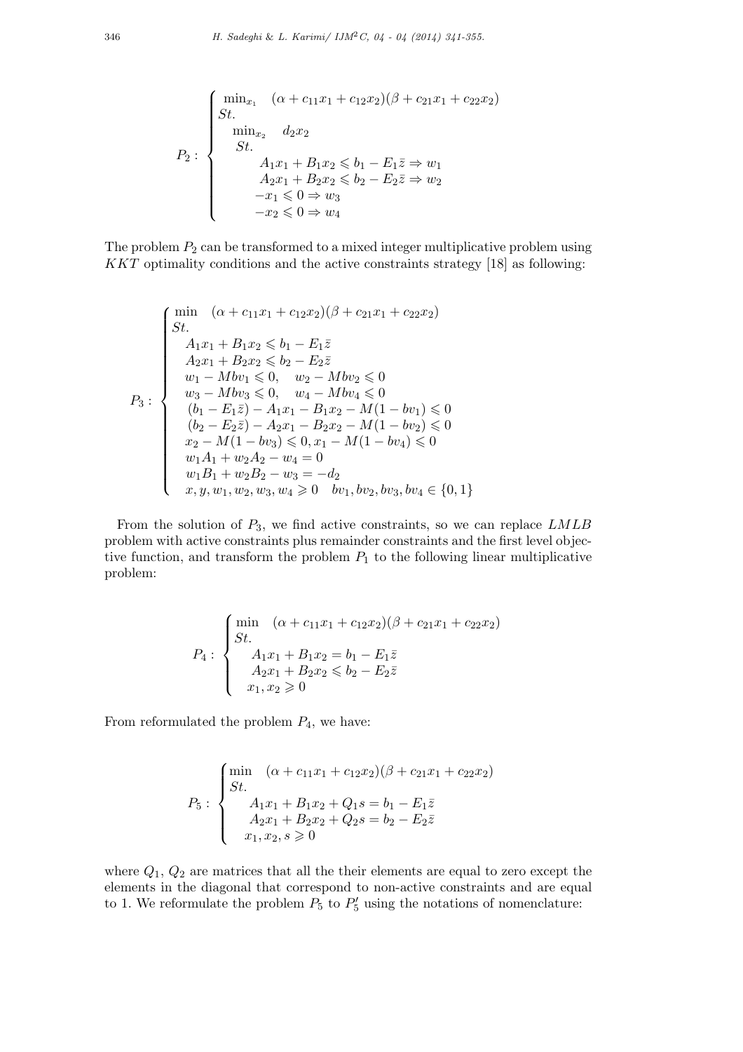$$
P_2 : \begin{cases} \min_{x_1} \quad (\alpha + c_{11}x_1 + c_{12}x_2)(\beta + c_{21}x_1 + c_{22}x_2) \\ St. \\ \quad \min_{x_2} \quad d_2 x_2 \\ \quad St. \\ \qquad A_1x_1 + B_1x_2 \leqslant b_1 - E_1\bar{z} \Rightarrow w_1 \\ \qquad A_2x_1 + B_2x_2 \leqslant b_2 - E_2\bar{z} \Rightarrow w_2 \\ \qquad -x_1 \leqslant 0 \Rightarrow w_3 \\ \qquad -x_2 \leqslant 0 \Rightarrow w_4 \end{cases}
$$

The problem $P_2$ can be transformed to a mixed integer multiplicative problem using $KKT$ optimality conditions and the active constraints strategy [18] as following:

$$
P_3 : \begin{cases} \min \quad (\alpha + c_{11}x_1 + c_{12}x_2)(\beta + c_{21}x_1 + c_{22}x_2) \\ St. \\ \quad A_1x_1 + B_1x_2 \leqslant b_1 - E_1\bar{z} \\ \quad A_2x_1 + B_2x_2 \leqslant b_2 - E_2\bar{z} \\ \quad w_1 - Mbv_1 \leqslant 0, \quad w_2 - Mbv_2 \leqslant 0 \\ \quad w_3 - Mbv_3 \leqslant 0, \quad w_4 - Mbv_4 \leqslant 0 \\ \quad (b_1 - E_1\bar{z}) - A_1x_1 - B_1x_2 - M(1 - bv_1) \leqslant 0 \\ \quad (b_2 - E_2\bar{z}) - A_2x_1 - B_2x_2 - M(1 - bv_2) \leqslant 0 \\ \quad x_2 - M(1 - bv_3) \leqslant 0, x_1 - M(1 - bv_4) \leqslant 0 \\ \quad w_1A_1 + w_2A_2 - w_4 = 0 \\ \quad w_1B_1 + w_2B_2 - w_3 = -d_2 \\ \quad x, y, w_1, w_2, w_3, w_4 \geqslant 0 \quad bv_1, bv_2, bv_3, bv_4 \in \{0, 1\} \end{cases}
$$

From the solution of $P_3$, we find active constraints, so we can replace $LMLB$ problem with active constraints plus remainder constraints and the first level objective function, and transform the problem $P_1$ to the following linear multiplicative problem:

$$
P_4 : \begin{cases} \min \quad (\alpha + c_{11}x_1 + c_{12}x_2)(\beta + c_{21}x_1 + c_{22}x_2) \\ St. \\ \quad A_1x_1 + B_1x_2 = b_1 - E_1\bar{z} \\ \quad A_2x_1 + B_2x_2 \leqslant b_2 - E_2\bar{z} \\ \quad x_1, x_2 \geqslant 0 \end{cases}
$$

From reformulated the problem $P_4$, we have:

$$
P_5 : \begin{cases} \min \quad (\alpha + c_{11}x_1 + c_{12}x_2)(\beta + c_{21}x_1 + c_{22}x_2) \\ St. \\ \quad A_1x_1 + B_1x_2 + Q_1s = b_1 - E_1\bar{z} \\ \quad A_2x_1 + B_2x_2 + Q_2s = b_2 - E_2\bar{z} \\ \quad x_1, x_2, s \geqslant 0 \end{cases}
$$

where $Q_1$, $Q_2$ are matrices that all the their elements are equal to zero except the elements in the diagonal that correspond to non-active constraints and are equal to 1. We reformulate the problem $P_5$ to $P_5'$ using the notations of nomenclature: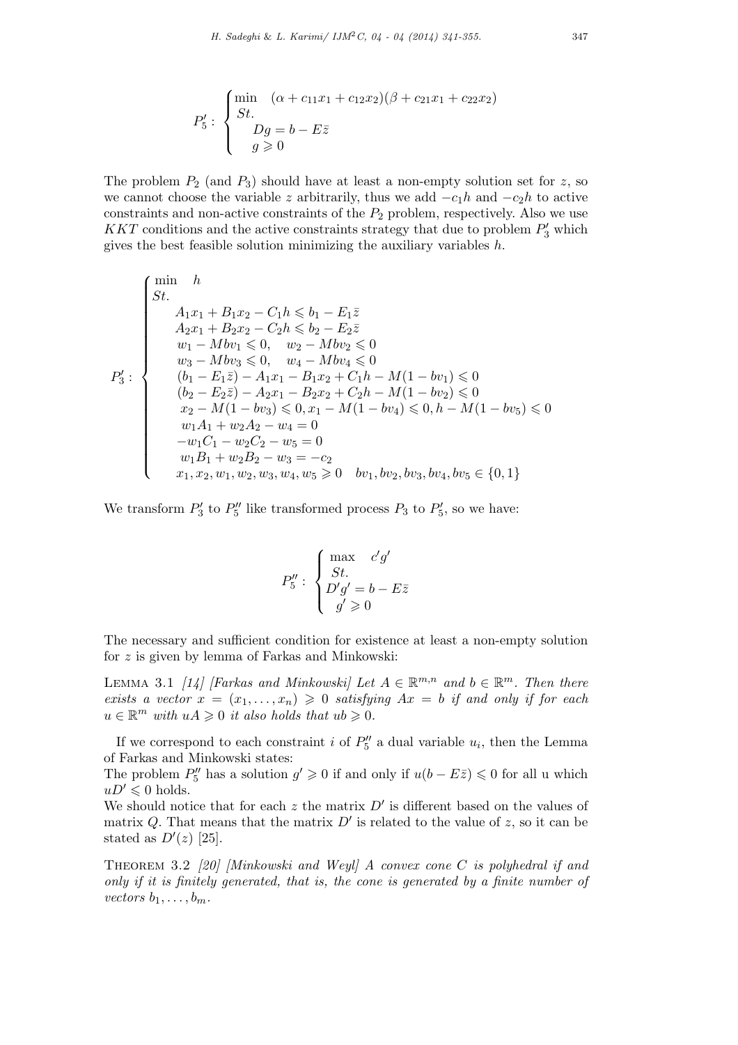$$P_5' : \begin{cases} \min \quad (\alpha + c_{11}x_1 + c_{12}x_2)(\beta + c_{21}x_1 + c_{22}x_2) \\ St. \\ \qquad Dg = b - E\bar{z} \\ \qquad g \geqslant 0 \end{cases}$$

The problem $P_2$ (and $P_3$) should have at least a non-empty solution set for $z$, so we cannot choose the variable $z$ arbitrarily, thus we add $-c_1h$ and $-c_2h$ to active constraints and non-active constraints of the $P_2$ problem, respectively. Also we use $KKT$ conditions and the active constraints strategy that due to problem $P_3'$ which gives the best feasible solution minimizing the auxiliary variables $h$.

$$P_3' : \begin{cases} \min \quad h \\ St. \\ \quad A_1x_1 + B_1x_2 - C_1h \leqslant b_1 - E_1\bar{z} \\ \quad A_2x_1 + B_2x_2 - C_2h \leqslant b_2 - E_2\bar{z} \\ \quad w_1 - Mbv_1 \leqslant 0, \quad w_2 - Mbv_2 \leqslant 0 \\ \quad w_3 - Mbv_3 \leqslant 0, \quad w_4 - Mbv_4 \leqslant 0 \\ \quad (b_1 - E_1\bar{z}) - A_1x_1 - B_1x_2 + C_1h - M(1 - bv_1) \leqslant 0 \\ \quad (b_2 - E_2\bar{z}) - A_2x_1 - B_2x_2 + C_2h - M(1 - bv_2) \leqslant 0 \\ \quad x_2 - M(1 - bv_3) \leqslant 0, x_1 - M(1 - bv_4) \leqslant 0, h - M(1 - bv_5) \leqslant 0 \\ \quad w_1A_1 + w_2A_2 - w_4 = 0 \\ \quad -w_1C_1 - w_2C_2 - w_5 = 0 \\ \quad w_1B_1 + w_2B_2 - w_3 = -c_2 \\ \quad x_1, x_2, w_1, w_2, w_3, w_4, w_5 \geqslant 0 \quad bv_1, bv_2, bv_3, bv_4, bv_5 \in \{0, 1\} \end{cases}$$

We transform $P_3'$ to $P_5''$ like transformed process $P_3$ to $P_5'$, so we have:

$$P_5'' : \begin{cases} \max \quad c'g' \\ St. \\ D'g' = b - E\bar{z} \\ \quad g' \geqslant 0 \end{cases}$$

The necessary and sufficient condition for existence at least a non-empty solution for $z$ is given by lemma of Farkas and Minkowski:

Lemma 3.1 *[14] [Farkas and Minkowski] Let $A \in \mathbb{R}^{m,n}$ and $b \in \mathbb{R}^m$. Then there exists a vector $x = (x_1, \dots, x_n) \geqslant 0$ satisfying $Ax = b$ if and only if for each $u \in \mathbb{R}^m$ with $uA \geqslant 0$ it also holds that $ub \geqslant 0$.*

If we correspond to each constraint $i$ of $P_5''$ a dual variable $u_i$, then the Lemma of Farkas and Minkowski states:

The problem $P_5''$ has a solution $g' \geqslant 0$ if and only if $u(b - E\bar{z}) \leqslant 0$ for all u which $uD' \leqslant 0$ holds.

We should notice that for each $z$ the matrix $D'$ is different based on the values of matrix $Q$. That means that the matrix $D'$ is related to the value of $z$, so it can be stated as $D'(z)$ [25].

Theorem 3.2 *[20] [Minkowski and Weyl] A convex cone $C$ is polyhedral if and only if it is finitely generated, that is, the cone is generated by a finite number of vectors $b_1, \dots, b_m$.*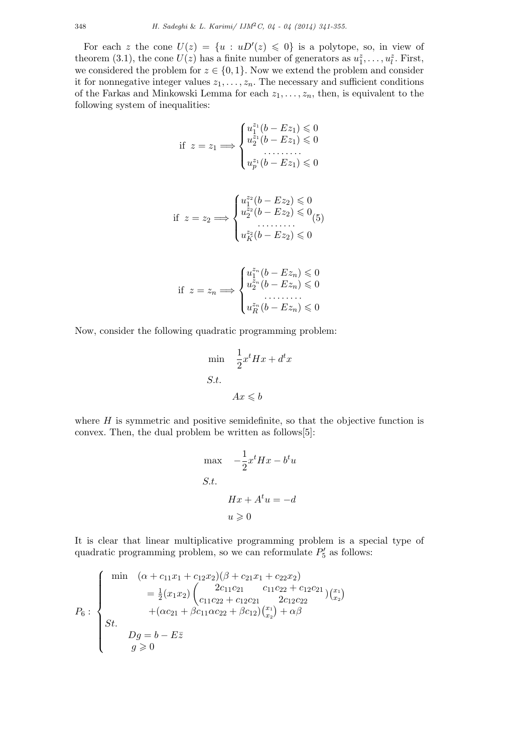For each $z$ the cone $U(z) = \{u : uD'(z) \leqslant 0\}$ is a polytope, so, in view of theorem (3.1), the cone $U(z)$ has a finite number of generators as $u_1^z, \ldots, u_l^z$. First, we considered the problem for $z \in \{0, 1\}$. Now we extend the problem and consider it for nonnegative integer values $z_1, \ldots, z_n$. The necessary and sufficient conditions of the Farkas and Minkowski Lemma for each $z_1, \ldots, z_n$, then, is equivalent to the following system of inequalities:

$$\text{if } z = z_1 \Longrightarrow \begin{cases} u_1^{z_1}(b - Ez_1) \leqslant 0 \\ u_2^{z_1}(b - Ez_1) \leqslant 0 \\ \quad \cdots\cdots\cdots \\ u_p^{z_1}(b - Ez_1) \leqslant 0 \end{cases}$$

$$\text{if } z = z_2 \Longrightarrow \begin{cases} u_1^{z_2}(b - Ez_2) \leqslant 0 \\ u_2^{z_2}(b - Ez_2) \leqslant 0 \\ \quad \cdots\cdots\cdots \\ u_K^{z_2}(b - Ez_2) \leqslant 0 \end{cases} \quad (5)$$

$$\text{if } z = z_n \Longrightarrow \begin{cases} u_1^{z_n}(b - Ez_n) \leqslant 0 \\ u_2^{z_n}(b - Ez_n) \leqslant 0 \\ \quad \cdots\cdots\cdots \\ u_R^{z_n}(b - Ez_n) \leqslant 0 \end{cases}$$

Now, consider the following quadratic programming problem:

$$\begin{aligned} \min \quad & \frac{1}{2}x^t H x + d^t x \\ S.t. \quad & \\ & Ax \leqslant b \end{aligned}$$

where $H$ is symmetric and positive semidefinite, so that the objective function is convex. Then, the dual problem be written as follows[5]:

$$\begin{aligned} \max \quad & -\frac{1}{2}x^t H x - b^t u \\ S.t. \quad & \\ & Hx + A^t u = -d \\ & u \geqslant 0 \end{aligned}$$

It is clear that linear multiplicative programming problem is a special type of quadratic programming problem, so we can reformulate $P_5'$ as follows:

$$P_6 : \begin{cases} \min \quad (\alpha + c_{11}x_1 + c_{12}x_2)(\beta + c_{21}x_1 + c_{22}x_2) \\ \qquad\quad = \frac{1}{2}(x_1 x_2) \begin{pmatrix} 2c_{11}c_{21} & c_{11}c_{22} + c_{12}c_{21} \\ c_{11}c_{22} + c_{12}c_{21} & 2c_{12}c_{22} \end{pmatrix} \binom{x_1}{x_2} \\ \qquad\quad + (\alpha c_{21} + \beta c_{11} \alpha c_{22} + \beta c_{12}) \binom{x_1}{x_2} + \alpha\beta \\ St. \\ \qquad Dg = b - E\bar{z} \\ \qquad g \geqslant 0 \end{cases}$$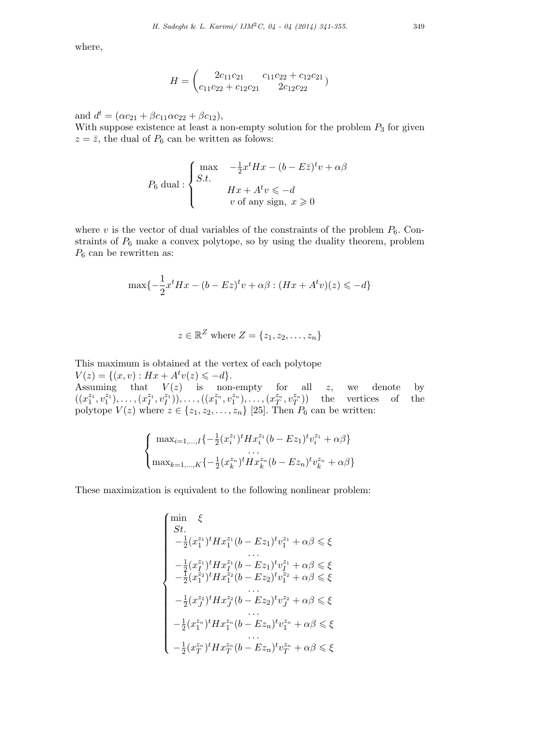where,

$$H = \begin{pmatrix} 2c_{11}c_{21} & c_{11}c_{22} + c_{12}c_{21} \\ c_{11}c_{22} + c_{12}c_{21} & 2c_{12}c_{22} \end{pmatrix}$$

and $d^t = (\alpha c_{21} + \beta c_{11} \alpha c_{22} + \beta c_{12})$,
With suppose existence at least a non-empty solution for the problem $P_3$ for given $z = \bar{z}$, the dual of $P_6$ can be written as folows:

$$P_6 \text{ dual} : \begin{cases} \max \quad -\frac{1}{2}x^tHx - (b - E\bar{z})^tv + \alpha\beta \\ S.t. \\ \qquad Hx + A^tv \leqslant -d \\ \qquad v \text{ of any sign, } x \geqslant 0 \end{cases}$$

where $v$ is the vector of dual variables of the constraints of the problem $P_6$. Constraints of $P_6$ make a convex polytope, so by using the duality theorem, problem $P_6$ can be rewritten as:

$$\max\{-\frac{1}{2}x^tHx - (b - Ez)^tv + \alpha\beta : (Hx + A^tv)(z) \leqslant -d\}$$

$$z \in \mathbb{R}^Z \text{ where } Z = \{z_1, z_2, \ldots, z_n\}$$

This maximum is obtained at the vertex of each polytope
$V(z) = \{(x, v) : Hx + A^tv(z) \leqslant -d\}$.
Assuming that $V(z)$ is non-empty for all $z$, we denote by $((x_1^{z_1}, v_1^{z_1}), \ldots, (x_I^{z_1}, v_I^{z_1})), \ldots, ((x_1^{z_n}, v_1^{z_n}), \ldots, (x_T^{z_n}, v_T^{z_n}))$ the vertices of the polytope $V(z)$ where $z \in \{z_1, z_2, \ldots, z_n\}$ [25]. Then $P_6$ can be written:

$$\begin{cases} \max_{i=1,\ldots,I}\{-\frac{1}{2}(x_i^{z_1})^tHx_i^{z_1}(b - Ez_1)^tv_i^{z_1} + \alpha\beta\} \\ \qquad \ldots \\ \max_{k=1,\ldots,K}\{-\frac{1}{2}(x_k^{z_n})^tHx_k^{z_n}(b - Ez_n)^tv_k^{z_n} + \alpha\beta\} \end{cases}$$

These maximization is equivalent to the following nonlinear problem:

$$\begin{cases} \min \quad \xi \\ St. \\ -\frac{1}{2}(x_1^{z_1})^tHx_1^{z_1}(b - Ez_1)^tv_1^{z_1} + \alpha\beta \leqslant \xi \\ \qquad \ldots \\ -\frac{1}{2}(x_I^{z_1})^tHx_I^{z_1}(b - Ez_1)^tv_I^{z_1} + \alpha\beta \leqslant \xi \\ -\frac{1}{2}(x_1^{z_2})^tHx_1^{z_2}(b - Ez_2)^tv_1^{z_2} + \alpha\beta \leqslant \xi \\ \qquad \ldots \\ -\frac{1}{2}(x_J^{z_2})^tHx_J^{z_2}(b - Ez_2)^tv_J^{z_2} + \alpha\beta \leqslant \xi \\ \qquad \ldots \\ -\frac{1}{2}(x_1^{z_n})^tHx_1^{z_n}(b - Ez_n)^tv_1^{z_n} + \alpha\beta \leqslant \xi \\ \qquad \ldots \\ -\frac{1}{2}(x_T^{z_n})^tHx_T^{z_n}(b - Ez_n)^tv_T^{z_n} + \alpha\beta \leqslant \xi \end{cases}$$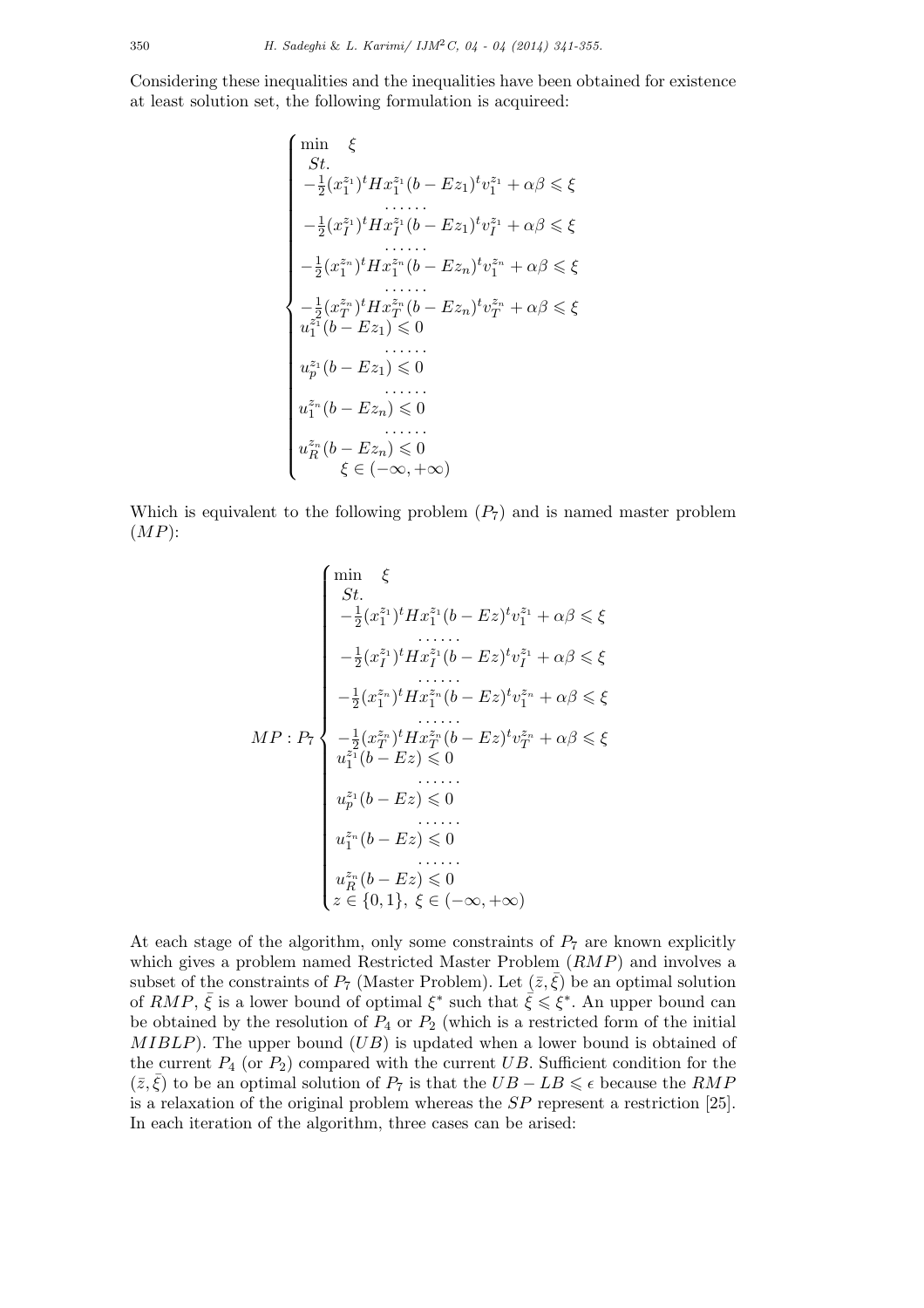Considering these inequalities and the inequalities have been obtained for existence at least solution set, the following formulation is acquireed:

$$
\begin{cases}
\min \quad \xi \\
St. \\
-\frac{1}{2}(x_1^{z_1})^t H x_1^{z_1} (b - Ez_1)^t v_1^{z_1} + \alpha\beta \leqslant \xi \\
\qquad \cdots\cdots \\
-\frac{1}{2}(x_I^{z_1})^t H x_I^{z_1} (b - Ez_1)^t v_I^{z_1} + \alpha\beta \leqslant \xi \\
\qquad \cdots\cdots \\
-\frac{1}{2}(x_1^{z_n})^t H x_1^{z_n} (b - Ez_n)^t v_1^{z_n} + \alpha\beta \leqslant \xi \\
\qquad \cdots\cdots \\
-\frac{1}{2}(x_T^{z_n})^t H x_T^{z_n} (b - Ez_n)^t v_T^{z_n} + \alpha\beta \leqslant \xi \\
u_1^{z_1}(b - Ez_1) \leqslant 0 \\
\qquad \cdots\cdots \\
u_p^{z_1}(b - Ez_1) \leqslant 0 \\
\qquad \cdots\cdots \\
u_1^{z_n}(b - Ez_n) \leqslant 0 \\
\qquad \cdots\cdots \\
u_R^{z_n}(b - Ez_n) \leqslant 0 \\
\qquad \xi \in (-\infty, +\infty)
\end{cases}
$$

Which is equivalent to the following problem ($P_7$) and is named master problem ($MP$):

$$
MP : P_7
\begin{cases}
\min \quad \xi \\
St. \\
-\frac{1}{2}(x_1^{z_1})^t H x_1^{z_1} (b - Ez)^t v_1^{z_1} + \alpha\beta \leqslant \xi \\
\qquad \cdots\cdots \\
-\frac{1}{2}(x_I^{z_1})^t H x_I^{z_1} (b - Ez)^t v_I^{z_1} + \alpha\beta \leqslant \xi \\
\qquad \cdots\cdots \\
-\frac{1}{2}(x_1^{z_n})^t H x_1^{z_n} (b - Ez)^t v_1^{z_n} + \alpha\beta \leqslant \xi \\
\qquad \cdots\cdots \\
-\frac{1}{2}(x_T^{z_n})^t H x_T^{z_n} (b - Ez)^t v_T^{z_n} + \alpha\beta \leqslant \xi \\
u_1^{z_1}(b - Ez) \leqslant 0 \\
\qquad \cdots\cdots \\
u_p^{z_1}(b - Ez) \leqslant 0 \\
\qquad \cdots\cdots \\
u_1^{z_n}(b - Ez) \leqslant 0 \\
\qquad \cdots\cdots \\
u_R^{z_n}(b - Ez) \leqslant 0 \\
z \in \{0, 1\}, \; \xi \in (-\infty, +\infty)
\end{cases}
$$

At each stage of the algorithm, only some constraints of $P_7$ are known explicitly which gives a problem named Restricted Master Problem ($RMP$) and involves a subset of the constraints of $P_7$ (Master Problem). Let $(\bar{z}, \bar{\xi})$ be an optimal solution of $RMP$, $\bar{\xi}$ is a lower bound of optimal $\xi^*$ such that $\bar{\xi} \leqslant \xi^*$. An upper bound can be obtained by the resolution of $P_4$ or $P_2$ (which is a restricted form of the initial $MIBLP$). The upper bound ($UB$) is updated when a lower bound is obtained of the current $P_4$ (or $P_2$) compared with the current $UB$. Sufficient condition for the $(\bar{z}, \bar{\xi})$ to be an optimal solution of $P_7$ is that the $UB - LB \leqslant \epsilon$ because the $RMP$ is a relaxation of the original problem whereas the $SP$ represent a restriction [25]. In each iteration of the algorithm, three cases can be arised: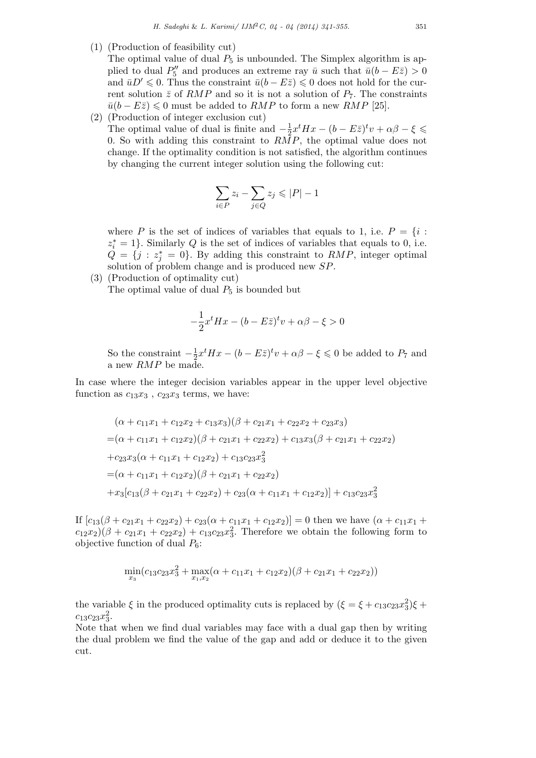(1) (Production of feasibility cut)
The optimal value of dual $P_5$ is unbounded. The Simplex algorithm is applied to dual $P''_5$ and produces an extreme ray $\bar{u}$ such that $\bar{u}(b - E\bar{z}) > 0$ and $\bar{u}D' \leqslant 0$. Thus the constraint $\bar{u}(b - E\bar{z}) \leqslant 0$ does not hold for the current solution $\bar{z}$ of $RMP$ and so it is not a solution of $P_7$. The constraints $\bar{u}(b - E\bar{z}) \leqslant 0$ must be added to $RMP$ to form a new $RMP$ [25].

(2) (Production of integer exclusion cut)
The optimal value of dual is finite and $-\frac{1}{2}x^tHx - (b - E\bar{z})^tv + \alpha\beta - \xi \leqslant 0$. So with adding this constraint to $RMP$, the optimal value does not change. If the optimality condition is not satisfied, the algorithm continues by changing the current integer solution using the following cut:

$$\sum_{i \in P} z_i - \sum_{j \in Q} z_j \leqslant |P| - 1$$

where $P$ is the set of indices of variables that equals to 1, i.e. $P = \{i : z_i^* = 1\}$. Similarly $Q$ is the set of indices of variables that equals to 0, i.e. $Q = \{j : z_j^* = 0\}$. By adding this constraint to $RMP$, integer optimal solution of problem change and is produced new $SP$.

(3) (Production of optimality cut)
The optimal value of dual $P_5$ is bounded but

$$-\frac{1}{2}x^tHx - (b - E\bar{z})^tv + \alpha\beta - \xi > 0$$

So the constraint $-\frac{1}{2}x^tHx - (b - E\bar{z})^tv + \alpha\beta - \xi \leqslant 0$ be added to $P_7$ and a new $RMP$ be made.

In case where the integer decision variables appear in the upper level objective function as $c_{13}x_3$ , $c_{23}x_3$ terms, we have:

$$\begin{aligned}
&(\alpha + c_{11}x_1 + c_{12}x_2 + c_{13}x_3)(\beta + c_{21}x_1 + c_{22}x_2 + c_{23}x_3) \\
=&(\alpha + c_{11}x_1 + c_{12}x_2)(\beta + c_{21}x_1 + c_{22}x_2) + c_{13}x_3(\beta + c_{21}x_1 + c_{22}x_2) \\
&+ c_{23}x_3(\alpha + c_{11}x_1 + c_{12}x_2) + c_{13}c_{23}x_3^2 \\
=&(\alpha + c_{11}x_1 + c_{12}x_2)(\beta + c_{21}x_1 + c_{22}x_2) \\
&+ x_3[c_{13}(\beta + c_{21}x_1 + c_{22}x_2) + c_{23}(\alpha + c_{11}x_1 + c_{12}x_2)] + c_{13}c_{23}x_3^2
\end{aligned}$$

If $[c_{13}(\beta + c_{21}x_1 + c_{22}x_2) + c_{23}(\alpha + c_{11}x_1 + c_{12}x_2)] = 0$ then we have $(\alpha + c_{11}x_1 + c_{12}x_2)(\beta + c_{21}x_1 + c_{22}x_2) + c_{13}c_{23}x_3^2$. Therefore we obtain the following form to objective function of dual $P_6$:

$$\min_{x_3}(c_{13}c_{23}x_3^2 + \max_{x_1,x_2}(\alpha + c_{11}x_1 + c_{12}x_2)(\beta + c_{21}x_1 + c_{22}x_2))$$

the variable $\xi$ in the produced optimality cuts is replaced by $(\xi = \xi + c_{13}c_{23}x_3^2)\xi + c_{13}c_{23}x_3^2$.
Note that when we find dual variables may face with a dual gap then by writing the dual problem we find the value of the gap and add or deduce it to the given cut.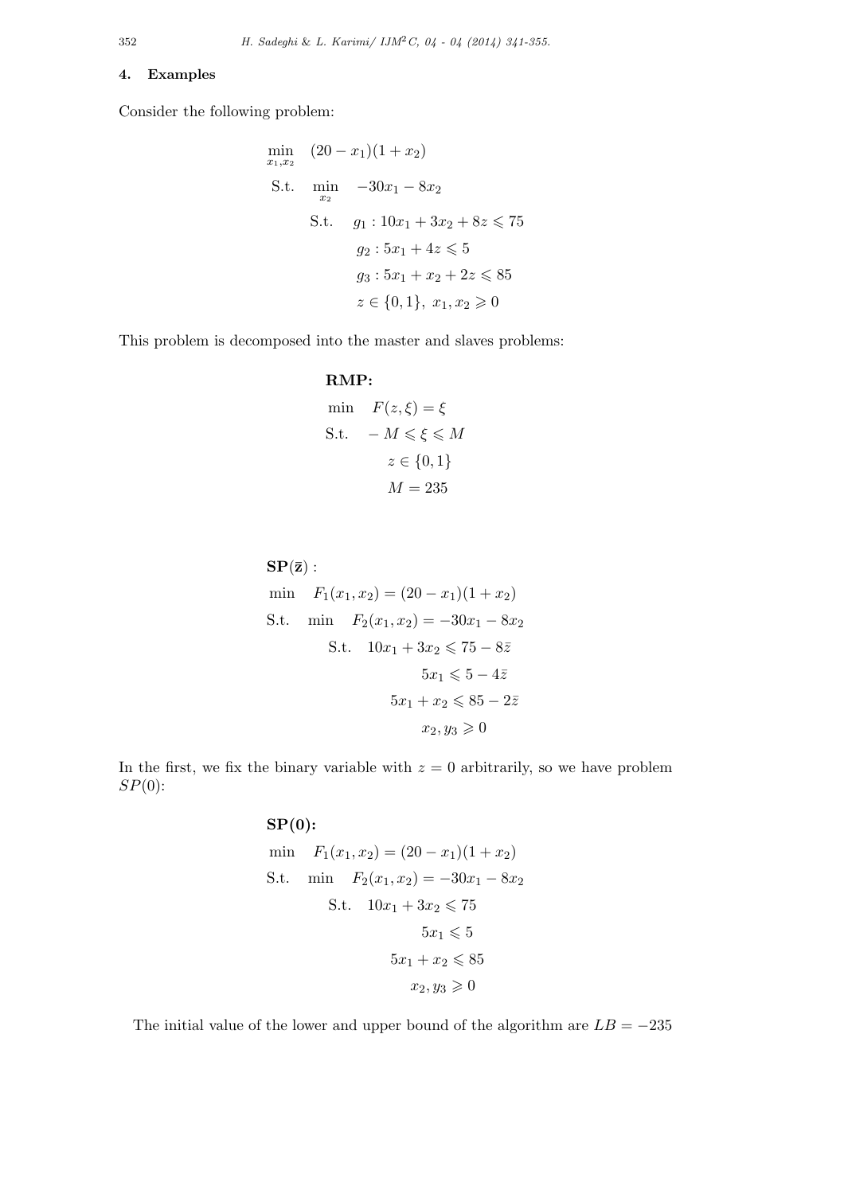## 4. Examples

Consider the following problem:

$$
\begin{aligned}
\min_{x_1,x_2} \quad & (20 - x_1)(1 + x_2) \\
\text{S.t.} \quad & \min_{x_2} \quad -30x_1 - 8x_2 \\
& \quad \text{S.t.} \quad g_1 : 10x_1 + 3x_2 + 8z \leqslant 75 \\
& \qquad\qquad g_2 : 5x_1 + 4z \leqslant 5 \\
& \qquad\qquad g_3 : 5x_1 + x_2 + 2z \leqslant 85 \\
& \qquad\qquad z \in \{0, 1\},\ x_1, x_2 \geqslant 0
\end{aligned}
$$

This problem is decomposed into the master and slaves problems:

**RMP:**

$$
\begin{aligned}
\min \quad & F(z, \xi) = \xi \\
\text{S.t.} \quad & -M \leqslant \xi \leqslant M \\
& z \in \{0, 1\} \\
& M = 235
\end{aligned}
$$

$\mathbf{SP(\bar{z})}$ :

$$
\begin{aligned}
\min \quad & F_1(x_1, x_2) = (20 - x_1)(1 + x_2) \\
\text{S.t.} \quad & \min \quad F_2(x_1, x_2) = -30x_1 - 8x_2 \\
& \quad \text{S.t.} \quad 10x_1 + 3x_2 \leqslant 75 - 8\bar{z} \\
& \qquad\qquad 5x_1 \leqslant 5 - 4\bar{z} \\
& \qquad\qquad 5x_1 + x_2 \leqslant 85 - 2\bar{z} \\
& \qquad\qquad x_2, y_3 \geqslant 0
\end{aligned}
$$

In the first, we fix the binary variable with $z = 0$ arbitrarily, so we have problem $SP(0)$:

**SP(0):**

$$
\begin{aligned}
\min \quad & F_1(x_1, x_2) = (20 - x_1)(1 + x_2) \\
\text{S.t.} \quad & \min \quad F_2(x_1, x_2) = -30x_1 - 8x_2 \\
& \quad \text{S.t.} \quad 10x_1 + 3x_2 \leqslant 75 \\
& \qquad\qquad 5x_1 \leqslant 5 \\
& \qquad\qquad 5x_1 + x_2 \leqslant 85 \\
& \qquad\qquad x_2, y_3 \geqslant 0
\end{aligned}
$$

The initial value of the lower and upper bound of the algorithm are $LB = -235$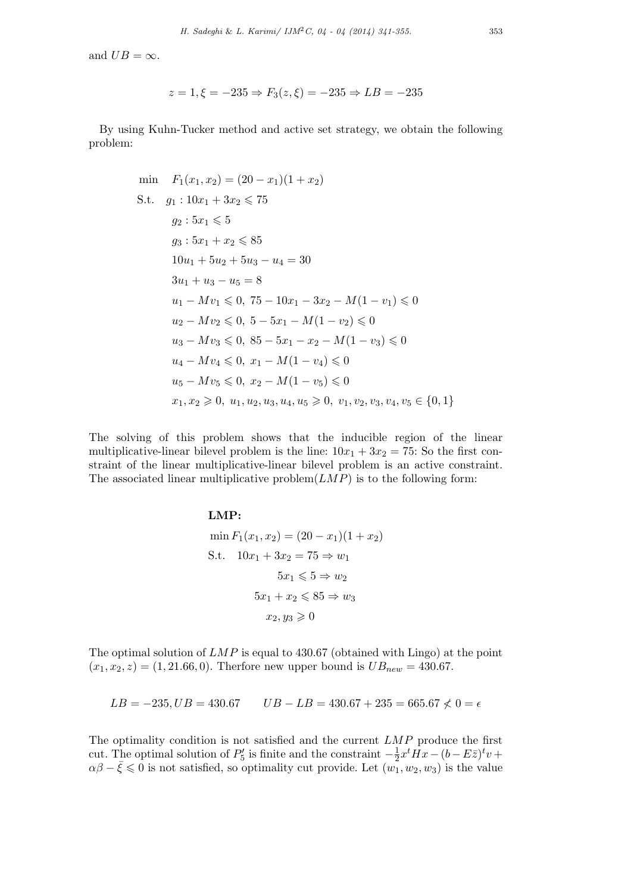and $UB = \infty$.

$$z = 1, \xi = -235 \Rightarrow F_3(z, \xi) = -235 \Rightarrow LB = -235$$

By using Kuhn-Tucker method and active set strategy, we obtain the following problem:

$$
\begin{aligned}
\min \quad & F_1(x_1, x_2) = (20 - x_1)(1 + x_2) \\
\text{S.t.} \quad & g_1 : 10x_1 + 3x_2 \leqslant 75 \\
& g_2 : 5x_1 \leqslant 5 \\
& g_3 : 5x_1 + x_2 \leqslant 85 \\
& 10u_1 + 5u_2 + 5u_3 - u_4 = 30 \\
& 3u_1 + u_3 - u_5 = 8 \\
& u_1 - Mv_1 \leqslant 0, \; 75 - 10x_1 - 3x_2 - M(1 - v_1) \leqslant 0 \\
& u_2 - Mv_2 \leqslant 0, \; 5 - 5x_1 - M(1 - v_2) \leqslant 0 \\
& u_3 - Mv_3 \leqslant 0, \; 85 - 5x_1 - x_2 - M(1 - v_3) \leqslant 0 \\
& u_4 - Mv_4 \leqslant 0, \; x_1 - M(1 - v_4) \leqslant 0 \\
& u_5 - Mv_5 \leqslant 0, \; x_2 - M(1 - v_5) \leqslant 0 \\
& x_1, x_2 \geqslant 0, \; u_1, u_2, u_3, u_4, u_5 \geqslant 0, \; v_1, v_2, v_3, v_4, v_5 \in \{0, 1\}
\end{aligned}
$$

The solving of this problem shows that the inducible region of the linear multiplicative-linear bilevel problem is the line: $10x_1 + 3x_2 = 75$: So the first constraint of the linear multiplicative-linear bilevel problem is an active constraint. The associated linear multiplicative problem($LMP$) is to the following form:

**LMP:**

$$
\begin{aligned}
& \min F_1(x_1, x_2) = (20 - x_1)(1 + x_2) \\
& \text{S.t.} \quad 10x_1 + 3x_2 = 75 \Rightarrow w_1 \\
& \qquad 5x_1 \leqslant 5 \Rightarrow w_2 \\
& \qquad 5x_1 + x_2 \leqslant 85 \Rightarrow w_3 \\
& \qquad x_2, y_3 \geqslant 0
\end{aligned}
$$

The optimal solution of $LMP$ is equal to 430.67 (obtained with Lingo) at the point $(x_1, x_2, z) = (1, 21.66, 0)$. Therfore new upper bound is $UB_{new} = 430.67$.

$$LB = -235, UB = 430.67 \qquad UB - LB = 430.67 + 235 = 665.67 \not< 0 = \epsilon$$

The optimality condition is not satisfied and the current $LMP$ produce the first cut. The optimal solution of $P_5'$ is finite and the constraint $-\frac{1}{2}x^t Hx - (b - E\bar{z})^t v + \alpha\beta - \bar{\xi} \leqslant 0$ is not satisfied, so optimality cut provide. Let $(w_1, w_2, w_3)$ is the value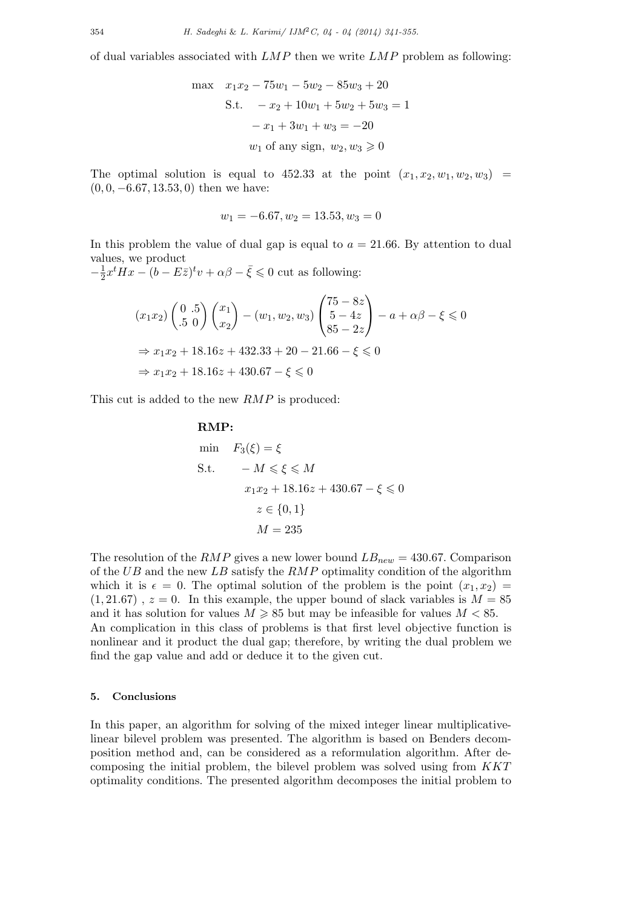of dual variables associated with $LMP$ then we write $LMP$ problem as following:

$$
\begin{aligned}
\max \quad & x_1x_2 - 75w_1 - 5w_2 - 85w_3 + 20 \\
\text{S.t.} \quad & -x_2 + 10w_1 + 5w_2 + 5w_3 = 1 \\
& -x_1 + 3w_1 + w_3 = -20 \\
& w_1 \text{ of any sign, } w_2, w_3 \geqslant 0
\end{aligned}
$$

The optimal solution is equal to 452.33 at the point $(x_1, x_2, w_1, w_2, w_3) = (0, 0, -6.67, 13.53, 0)$ then we have:

$$
w_1 = -6.67, w_2 = 13.53, w_3 = 0
$$

In this problem the value of dual gap is equal to $a = 21.66$. By attention to dual values, we product
$-\frac{1}{2}x^tHx - (b - E\bar{z})^tv + \alpha\beta - \bar{\xi} \leqslant 0$ cut as following:

$$
(x_1x_2)\begin{pmatrix} 0 & .5 \\ .5 & 0 \end{pmatrix}\begin{pmatrix} x_1 \\ x_2 \end{pmatrix} - (w_1, w_2, w_3)\begin{pmatrix} 75 - 8z \\ 5 - 4z \\ 85 - 2z \end{pmatrix} - a + \alpha\beta - \xi \leqslant 0
$$

$$
\Rightarrow x_1x_2 + 18.16z + 432.33 + 20 - 21.66 - \xi \leqslant 0
$$

$$
\Rightarrow x_1x_2 + 18.16z + 430.67 - \xi \leqslant 0
$$

This cut is added to the new $RMP$ is produced:

**RMP:**

$$
\begin{aligned}
\min \quad & F_3(\xi) = \xi \\
\text{S.t.} \quad & -M \leqslant \xi \leqslant M \\
& x_1x_2 + 18.16z + 430.67 - \xi \leqslant 0 \\
& z \in \{0, 1\} \\
& M = 235
\end{aligned}
$$

The resolution of the $RMP$ gives a new lower bound $LB_{new} = 430.67$. Comparison of the $UB$ and the new $LB$ satisfy the $RMP$ optimality condition of the algorithm which it is $\epsilon = 0$. The optimal solution of the problem is the point $(x_1, x_2) = (1, 21.67)$ , $z = 0$. In this example, the upper bound of slack variables is $M = 85$ and it has solution for values $M \geqslant 85$ but may be infeasible for values $M < 85$.
An complication in this class of problems is that first level objective function is nonlinear and it product the dual gap; therefore, by writing the dual problem we find the gap value and add or deduce it to the given cut.

## 5. Conclusions

In this paper, an algorithm for solving of the mixed integer linear multiplicative-linear bilevel problem was presented. The algorithm is based on Benders decomposition method and, can be considered as a reformulation algorithm. After decomposing the initial problem, the bilevel problem was solved using from $KKT$ optimality conditions. The presented algorithm decomposes the initial problem to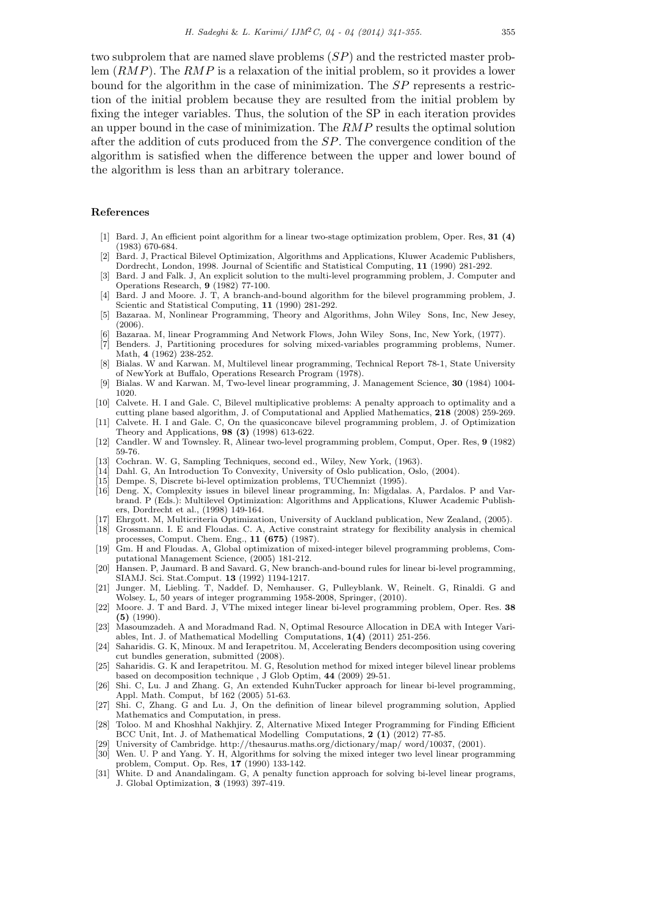two subprolem that are named slave problems ($SP$) and the restricted master problem ($RMP$). The $RMP$ is a relaxation of the initial problem, so it provides a lower bound for the algorithm in the case of minimization. The $SP$ represents a restriction of the initial problem because they are resulted from the initial problem by fixing the integer variables. Thus, the solution of the SP in each iteration provides an upper bound in the case of minimization. The $RMP$ results the optimal solution after the addition of cuts produced from the $SP$. The convergence condition of the algorithm is satisfied when the difference between the upper and lower bound of the algorithm is less than an arbitrary tolerance.

## References

[1] Bard. J, An efficient point algorithm for a linear two-stage optimization problem, Oper. Res, **31 (4)** (1983) 670-684.

[2] Bard. J, Practical Bilevel Optimization, Algorithms and Applications, Kluwer Academic Publishers, Dordrecht, London, 1998. Journal of Scientific and Statistical Computing, **11** (1990) 281-292.

[3] Bard. J and Falk. J, An explicit solution to the multi-level programming problem, J. Computer and Operations Research, **9** (1982) 77-100.

[4] Bard. J and Moore. J. T, A branch-and-bound algorithm for the bilevel programming problem, J. Scientic and Statistical Computing, **11** (1990) 281-292.

[5] Bazaraa. M, Nonlinear Programming, Theory and Algorithms, John Wiley Sons, Inc, New Jesey, (2006).

[6] Bazaraa. M, linear Programming And Network Flows, John Wiley Sons, Inc, New York, (1977).

[7] Benders. J, Partitioning procedures for solving mixed-variables programming problems, Numer. Math, **4** (1962) 238-252.

[8] Bialas. W and Karwan. M, Multilevel linear programming, Technical Report 78-1, State University of NewYork at Buffalo, Operations Research Program (1978).

[9] Bialas. W and Karwan. M, Two-level linear programming, J. Management Science, **30** (1984) 1004-1020.

[10] Calvete. H. I and Gale. C, Bilevel multiplicative problems: A penalty approach to optimality and a cutting plane based algorithm, J. of Computational and Applied Mathematics, **218** (2008) 259-269.

[11] Calvete. H. I and Gale. C, On the quasiconcave bilevel programming problem, J. of Optimization Theory and Applications, **98 (3)** (1998) 613-622.

[12] Candler. W and Townsley. R, Alinear two-level programming problem, Comput, Oper. Res, **9** (1982) 59-76.

[13] Cochran. W. G, Sampling Techniques, second ed., Wiley, New York, (1963).

[14] Dahl. G, An Introduction To Convexity, University of Oslo publication, Oslo, (2004).

[15] Dempe. S, Discrete bi-level optimization problems, TUChemnizt (1995).

[16] Deng. X, Complexity issues in bilevel linear programming, In: Migdalas. A, Pardalos. P and Varbrand. P (Eds.): Multilevel Optimization: Algorithms and Applications, Kluwer Academic Publishers, Dordrecht et al., (1998) 149-164.

[17] Ehrgott. M, Multicriteria Optimization, University of Auckland publication, New Zealand, (2005).

[18] Grossmann. I. E and Floudas. C. A, Active constraint strategy for flexibility analysis in chemical processes, Comput. Chem. Eng., **11 (675)** (1987).

[19] Gm. H and Floudas. A, Global optimization of mixed-integer bilevel programming problems, Computational Management Science, (2005) 181-212.

[20] Hansen. P, Jaumard. B and Savard. G, New branch-and-bound rules for linear bi-level programming, SIAMJ. Sci. Stat.Comput. **13** (1992) 1194-1217.

[21] Junger. M, Liebling. T, Naddef. D, Nemhauser. G, Pulleyblank. W, Reinelt. G, Rinaldi. G and Wolsey. L, 50 years of integer programming 1958-2008, Springer, (2010).

[22] Moore. J. T and Bard. J, VThe mixed integer linear bi-level programming problem, Oper. Res. **38 (5)** (1990).

[23] Masoumzadeh. A and Moradmand Rad. N, Optimal Resource Allocation in DEA with Integer Variables, Int. J. of Mathematical Modelling Computations, **1(4)** (2011) 251-256.

[24] Saharidis. G. K, Minoux. M and Ierapetritou. M, Accelerating Benders decomposition using covering cut bundles generation, submitted (2008).

[25] Saharidis. G. K and Ierapetritou. M. G, Resolution method for mixed integer bilevel linear problems based on decomposition technique , J Glob Optim, **44** (2009) 29-51.

[26] Shi. C, Lu. J and Zhang. G, An extended KuhnTucker approach for linear bi-level programming, Appl. Math. Comput, bf 162 (2005) 51-63.

[27] Shi. C, Zhang. G and Lu. J, On the definition of linear bilevel programming solution, Applied Mathematics and Computation, in press.

[28] Toloo. M and Khoshhal Nakhjiry. Z, Alternative Mixed Integer Programming for Finding Efficient BCC Unit, Int. J. of Mathematical Modelling Computations, **2 (1)** (2012) 77-85.

[29] University of Cambridge. http://thesaurus.maths.org/dictionary/map/ word/10037, (2001).

[30] Wen. U. P and Yang. Y. H, Algorithms for solving the mixed integer two level linear programming problem, Comput. Op. Res, **17** (1990) 133-142.

[31] White. D and Anandalingam. G, A penalty function approach for solving bi-level linear programs, J. Global Optimization, **3** (1993) 397-419.